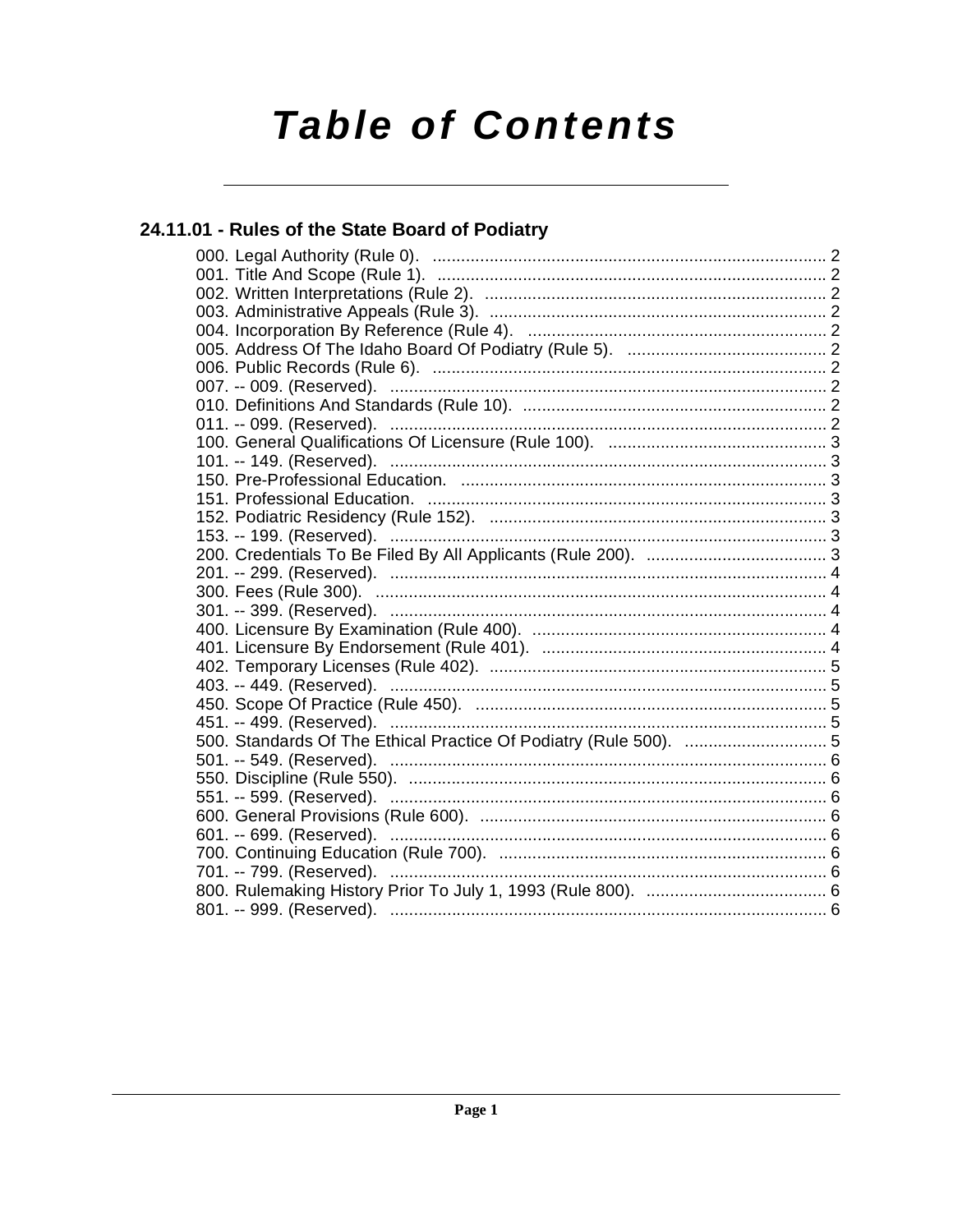# Table of Contents

## 24.11.01 - Rules of the State Board of Podiatry

000. Legal Authority (Rule 0). .......... 2
001. Title And Scope (Rule 1). .......... 2
002. Written Interpretations (Rule 2). .......... 2
003. Administrative Appeals (Rule 3). .......... 2
004. Incorporation By Reference (Rule 4). .......... 2
005. Address Of The Idaho Board Of Podiatry (Rule 5). .......... 2
006. Public Records (Rule 6). .......... 2
007. -- 009. (Reserved). .......... 2
010. Definitions And Standards (Rule 10). .......... 2
011. -- 099. (Reserved). .......... 2
100. General Qualifications Of Licensure (Rule 100). .......... 3
101. -- 149. (Reserved). .......... 3
150. Pre-Professional Education. .......... 3
151. Professional Education. .......... 3
152. Podiatric Residency (Rule 152). .......... 3
153. -- 199. (Reserved). .......... 3
200. Credentials To Be Filed By All Applicants (Rule 200). .......... 3
201. -- 299. (Reserved). .......... 4
300. Fees (Rule 300). .......... 4
301. -- 399. (Reserved). .......... 4
400. Licensure By Examination (Rule 400). .......... 4
401. Licensure By Endorsement (Rule 401). .......... 4
402. Temporary Licenses (Rule 402). .......... 5
403. -- 449. (Reserved). .......... 5
450. Scope Of Practice (Rule 450). .......... 5
451. -- 499. (Reserved). .......... 5
500. Standards Of The Ethical Practice Of Podiatry (Rule 500). .......... 5
501. -- 549. (Reserved). .......... 6
550. Discipline (Rule 550). .......... 6
551. -- 599. (Reserved). .......... 6
600. General Provisions (Rule 600). .......... 6
601. -- 699. (Reserved). .......... 6
700. Continuing Education (Rule 700). .......... 6
701. -- 799. (Reserved). .......... 6
800. Rulemaking History Prior To July 1, 1993 (Rule 800). .......... 6
801. -- 999. (Reserved). .......... 6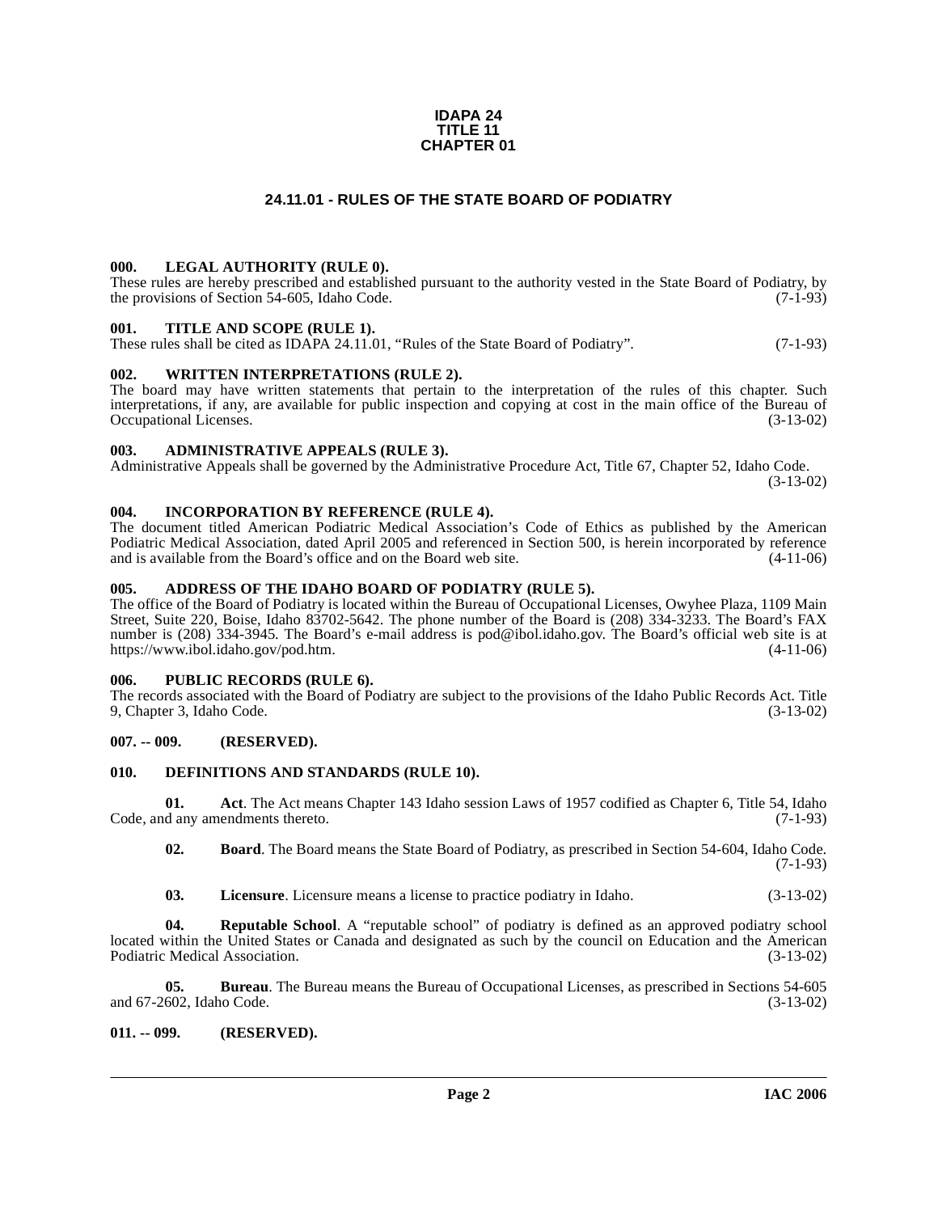**IDAPA 24**
**TITLE 11**
**CHAPTER 01**

# 24.11.01 - RULES OF THE STATE BOARD OF PODIATRY

### 000. LEGAL AUTHORITY (RULE 0).

These rules are hereby prescribed and established pursuant to the authority vested in the State Board of Podiatry, by the provisions of Section 54-605, Idaho Code. (7-1-93)

### 001. TITLE AND SCOPE (RULE 1).

These rules shall be cited as IDAPA 24.11.01, "Rules of the State Board of Podiatry". (7-1-93)

### 002. WRITTEN INTERPRETATIONS (RULE 2).

The board may have written statements that pertain to the interpretation of the rules of this chapter. Such interpretations, if any, are available for public inspection and copying at cost in the main office of the Bureau of Occupational Licenses. (3-13-02)

### 003. ADMINISTRATIVE APPEALS (RULE 3).

Administrative Appeals shall be governed by the Administrative Procedure Act, Title 67, Chapter 52, Idaho Code. (3-13-02)

### 004. INCORPORATION BY REFERENCE (RULE 4).

The document titled American Podiatric Medical Association's Code of Ethics as published by the American Podiatric Medical Association, dated April 2005 and referenced in Section 500, is herein incorporated by reference and is available from the Board's office and on the Board web site. (4-11-06)

### 005. ADDRESS OF THE IDAHO BOARD OF PODIATRY (RULE 5).

The office of the Board of Podiatry is located within the Bureau of Occupational Licenses, Owyhee Plaza, 1109 Main Street, Suite 220, Boise, Idaho 83702-5642. The phone number of the Board is (208) 334-3233. The Board's FAX number is (208) 334-3945. The Board's e-mail address is pod@ibol.idaho.gov. The Board's official web site is at https://www.ibol.idaho.gov/pod.htm. (4-11-06)

### 006. PUBLIC RECORDS (RULE 6).

The records associated with the Board of Podiatry are subject to the provisions of the Idaho Public Records Act. Title 9, Chapter 3, Idaho Code. (3-13-02)

### 007. -- 009. (RESERVED).

### 010. DEFINITIONS AND STANDARDS (RULE 10).

**01. Act**. The Act means Chapter 143 Idaho session Laws of 1957 codified as Chapter 6, Title 54, Idaho Code, and any amendments thereto. (7-1-93)

**02. Board**. The Board means the State Board of Podiatry, as prescribed in Section 54-604, Idaho Code. (7-1-93)

**03. Licensure**. Licensure means a license to practice podiatry in Idaho. (3-13-02)

**04. Reputable School**. A "reputable school" of podiatry is defined as an approved podiatry school located within the United States or Canada and designated as such by the council on Education and the American Podiatric Medical Association. (3-13-02)

**05. Bureau**. The Bureau means the Bureau of Occupational Licenses, as prescribed in Sections 54-605 and 67-2602, Idaho Code. (3-13-02)

### 011. -- 099. (RESERVED).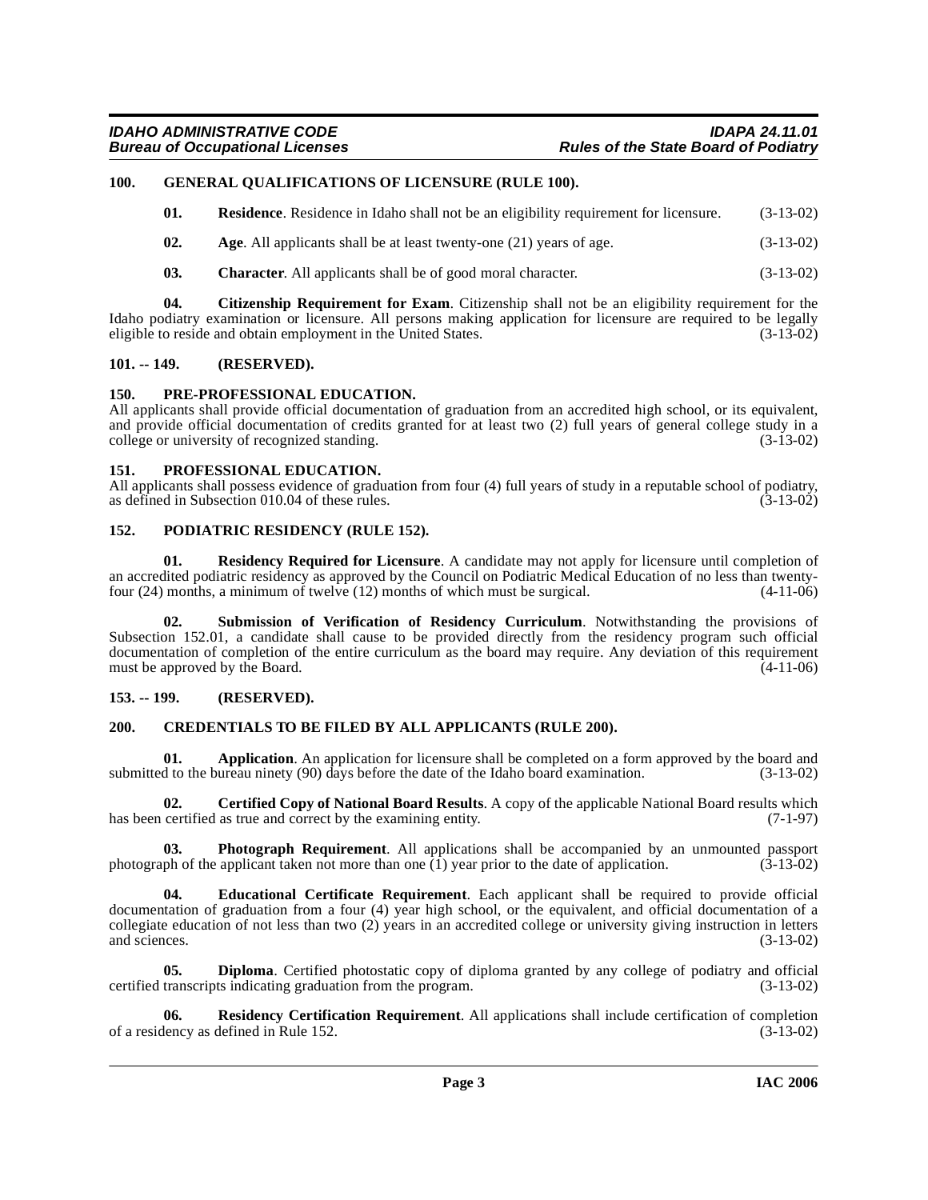## 100. GENERAL QUALIFICATIONS OF LICENSURE (RULE 100).

**01. Residence**. Residence in Idaho shall not be an eligibility requirement for licensure. (3-13-02)

**02. Age**. All applicants shall be at least twenty-one (21) years of age. (3-13-02)

**03. Character**. All applicants shall be of good moral character. (3-13-02)

**04. Citizenship Requirement for Exam**. Citizenship shall not be an eligibility requirement for the Idaho podiatry examination or licensure. All persons making application for licensure are required to be legally eligible to reside and obtain employment in the United States. (3-13-02)

## 101. -- 149. (RESERVED).

## 150. PRE-PROFESSIONAL EDUCATION.

All applicants shall provide official documentation of graduation from an accredited high school, or its equivalent, and provide official documentation of credits granted for at least two (2) full years of general college study in a college or university of recognized standing. (3-13-02)

## 151. PROFESSIONAL EDUCATION.

All applicants shall possess evidence of graduation from four (4) full years of study in a reputable school of podiatry, as defined in Subsection 010.04 of these rules. (3-13-02)

## 152. PODIATRIC RESIDENCY (RULE 152).

**01. Residency Required for Licensure**. A candidate may not apply for licensure until completion of an accredited podiatric residency as approved by the Council on Podiatric Medical Education of no less than twenty-four (24) months, a minimum of twelve (12) months of which must be surgical. (4-11-06)

**02. Submission of Verification of Residency Curriculum**. Notwithstanding the provisions of Subsection 152.01, a candidate shall cause to be provided directly from the residency program such official documentation of completion of the entire curriculum as the board may require. Any deviation of this requirement must be approved by the Board. (4-11-06)

## 153. -- 199. (RESERVED).

## 200. CREDENTIALS TO BE FILED BY ALL APPLICANTS (RULE 200).

**01. Application**. An application for licensure shall be completed on a form approved by the board and submitted to the bureau ninety (90) days before the date of the Idaho board examination. (3-13-02)

**02. Certified Copy of National Board Results**. A copy of the applicable National Board results which has been certified as true and correct by the examining entity. (7-1-97)

**03. Photograph Requirement**. All applications shall be accompanied by an unmounted passport photograph of the applicant taken not more than one (1) year prior to the date of application. (3-13-02)

**04. Educational Certificate Requirement**. Each applicant shall be required to provide official documentation of graduation from a four (4) year high school, or the equivalent, and official documentation of a collegiate education of not less than two (2) years in an accredited college or university giving instruction in letters and sciences. (3-13-02)

**05. Diploma**. Certified photostatic copy of diploma granted by any college of podiatry and official certified transcripts indicating graduation from the program. (3-13-02)

**06. Residency Certification Requirement**. All applications shall include certification of completion of a residency as defined in Rule 152. (3-13-02)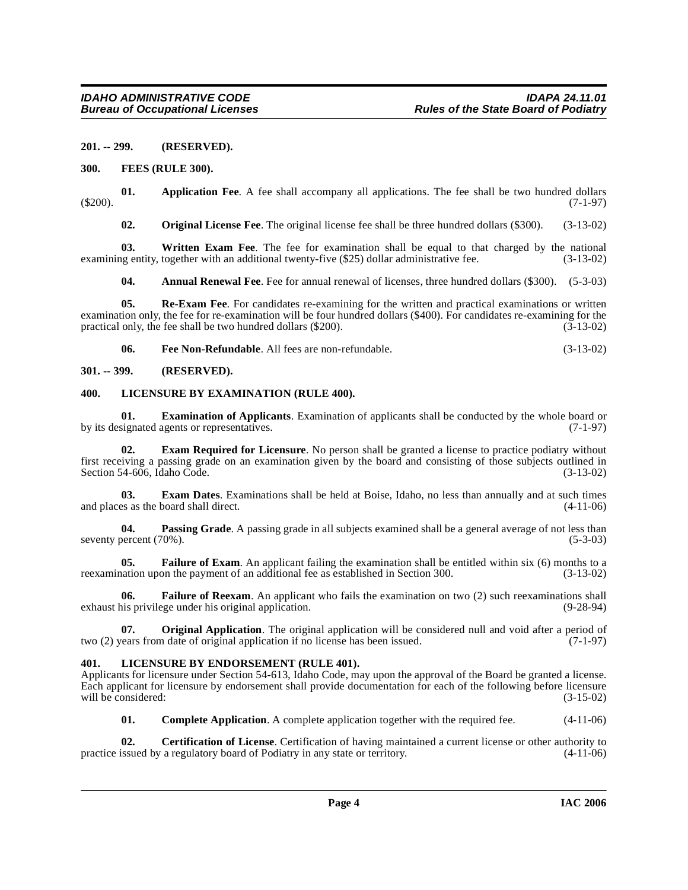**201. -- 299. (RESERVED).**

**300. FEES (RULE 300).**

**01. Application Fee**. A fee shall accompany all applications. The fee shall be two hundred dollars ($200). (7-1-97)

**02. Original License Fee**. The original license fee shall be three hundred dollars ($300). (3-13-02)

**03. Written Exam Fee**. The fee for examination shall be equal to that charged by the national examining entity, together with an additional twenty-five ($25) dollar administrative fee. (3-13-02)

**04. Annual Renewal Fee**. Fee for annual renewal of licenses, three hundred dollars ($300). (5-3-03)

**05. Re-Exam Fee**. For candidates re-examining for the written and practical examinations or written examination only, the fee for re-examination will be four hundred dollars ($400). For candidates re-examining for the practical only, the fee shall be two hundred dollars ($200). (3-13-02)

**06. Fee Non-Refundable**. All fees are non-refundable. (3-13-02)

**301. -- 399. (RESERVED).**

**400. LICENSURE BY EXAMINATION (RULE 400).**

**01. Examination of Applicants**. Examination of applicants shall be conducted by the whole board or by its designated agents or representatives. (7-1-97)

**02. Exam Required for Licensure**. No person shall be granted a license to practice podiatry without first receiving a passing grade on an examination given by the board and consisting of those subjects outlined in Section 54-606, Idaho Code. (3-13-02)

**03. Exam Dates**. Examinations shall be held at Boise, Idaho, no less than annually and at such times and places as the board shall direct. (4-11-06)

**04. Passing Grade**. A passing grade in all subjects examined shall be a general average of not less than seventy percent (70%). (5-3-03)

**05. Failure of Exam**. An applicant failing the examination shall be entitled within six (6) months to a reexamination upon the payment of an additional fee as established in Section 300. (3-13-02)

**06. Failure of Reexam**. An applicant who fails the examination on two (2) such reexaminations shall exhaust his privilege under his original application. (9-28-94)

**07. Original Application**. The original application will be considered null and void after a period of two (2) years from date of original application if no license has been issued. (7-1-97)

**401. LICENSURE BY ENDORSEMENT (RULE 401).**

Applicants for licensure under Section 54-613, Idaho Code, may upon the approval of the Board be granted a license. Each applicant for licensure by endorsement shall provide documentation for each of the following before licensure will be considered: (3-15-02)

**01. Complete Application**. A complete application together with the required fee. (4-11-06)

**02. Certification of License**. Certification of having maintained a current license or other authority to practice issued by a regulatory board of Podiatry in any state or territory. (4-11-06)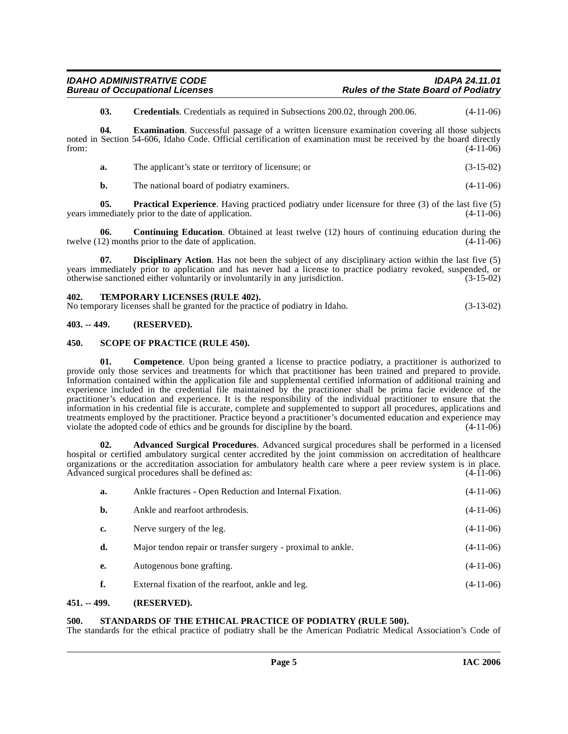**03. Credentials**. Credentials as required in Subsections 200.02, through 200.06. (4-11-06)

**04. Examination**. Successful passage of a written licensure examination covering all those subjects noted in Section 54-606, Idaho Code. Official certification of examination must be received by the board directly from: (4-11-06)

**a.** The applicant's state or territory of licensure; or (3-15-02)

**b.** The national board of podiatry examiners. (4-11-06)

**05. Practical Experience**. Having practiced podiatry under licensure for three (3) of the last five (5) years immediately prior to the date of application. (4-11-06)

**06. Continuing Education**. Obtained at least twelve (12) hours of continuing education during the twelve (12) months prior to the date of application. (4-11-06)

**07. Disciplinary Action**. Has not been the subject of any disciplinary action within the last five (5) years immediately prior to application and has never had a license to practice podiatry revoked, suspended, or otherwise sanctioned either voluntarily or involuntarily in any jurisdiction. (3-15-02)

### 402. TEMPORARY LICENSES (RULE 402).

No temporary licenses shall be granted for the practice of podiatry in Idaho. (3-13-02)

### 403. -- 449. (RESERVED).

### 450. SCOPE OF PRACTICE (RULE 450).

**01. Competence**. Upon being granted a license to practice podiatry, a practitioner is authorized to provide only those services and treatments for which that practitioner has been trained and prepared to provide. Information contained within the application file and supplemental certified information of additional training and experience included in the credential file maintained by the practitioner shall be prima facie evidence of the practitioner's education and experience. It is the responsibility of the individual practitioner to ensure that the information in his credential file is accurate, complete and supplemented to support all procedures, applications and treatments employed by the practitioner. Practice beyond a practitioner's documented education and experience may violate the adopted code of ethics and be grounds for discipline by the board. (4-11-06)

**02. Advanced Surgical Procedures**. Advanced surgical procedures shall be performed in a licensed hospital or certified ambulatory surgical center accredited by the joint commission on accreditation of healthcare organizations or the accreditation association for ambulatory health care where a peer review system is in place. Advanced surgical procedures shall be defined as: (4-11-06)

**a.** Ankle fractures - Open Reduction and Internal Fixation. (4-11-06)

**b.** Ankle and rearfoot arthrodesis. (4-11-06)

**c.** Nerve surgery of the leg. (4-11-06)

**d.** Major tendon repair or transfer surgery - proximal to ankle. (4-11-06)

**e.** Autogenous bone grafting. (4-11-06)

**f.** External fixation of the rearfoot, ankle and leg. (4-11-06)

### 451. -- 499. (RESERVED).

### 500. STANDARDS OF THE ETHICAL PRACTICE OF PODIATRY (RULE 500).

The standards for the ethical practice of podiatry shall be the American Podiatric Medical Association's Code of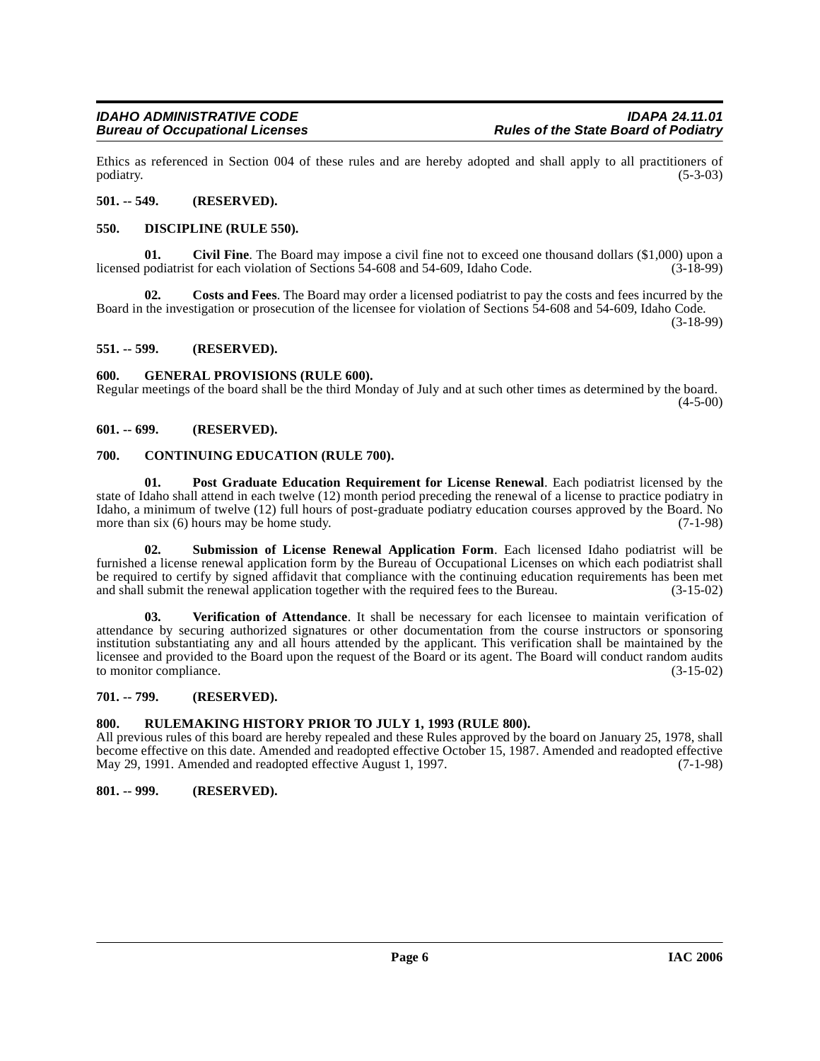Ethics as referenced in Section 004 of these rules and are hereby adopted and shall apply to all practitioners of podiatry. (5-3-03)

## 501. -- 549. (RESERVED).

## 550. DISCIPLINE (RULE 550).

**01. Civil Fine**. The Board may impose a civil fine not to exceed one thousand dollars ($1,000) upon a licensed podiatrist for each violation of Sections 54-608 and 54-609, Idaho Code. (3-18-99)

**02. Costs and Fees**. The Board may order a licensed podiatrist to pay the costs and fees incurred by the Board in the investigation or prosecution of the licensee for violation of Sections 54-608 and 54-609, Idaho Code. (3-18-99)

## 551. -- 599. (RESERVED).

## 600. GENERAL PROVISIONS (RULE 600).

Regular meetings of the board shall be the third Monday of July and at such other times as determined by the board. (4-5-00)

## 601. -- 699. (RESERVED).

## 700. CONTINUING EDUCATION (RULE 700).

**01. Post Graduate Education Requirement for License Renewal**. Each podiatrist licensed by the state of Idaho shall attend in each twelve (12) month period preceding the renewal of a license to practice podiatry in Idaho, a minimum of twelve (12) full hours of post-graduate podiatry education courses approved by the Board. No more than six (6) hours may be home study. (7-1-98)

**02. Submission of License Renewal Application Form**. Each licensed Idaho podiatrist will be furnished a license renewal application form by the Bureau of Occupational Licenses on which each podiatrist shall be required to certify by signed affidavit that compliance with the continuing education requirements has been met and shall submit the renewal application together with the required fees to the Bureau. (3-15-02)

**03. Verification of Attendance**. It shall be necessary for each licensee to maintain verification of attendance by securing authorized signatures or other documentation from the course instructors or sponsoring institution substantiating any and all hours attended by the applicant. This verification shall be maintained by the licensee and provided to the Board upon the request of the Board or its agent. The Board will conduct random audits to monitor compliance. (3-15-02)

## 701. -- 799. (RESERVED).

## 800. RULEMAKING HISTORY PRIOR TO JULY 1, 1993 (RULE 800).

All previous rules of this board are hereby repealed and these Rules approved by the board on January 25, 1978, shall become effective on this date. Amended and readopted effective October 15, 1987. Amended and readopted effective May 29, 1991. Amended and readopted effective August 1, 1997. (7-1-98)

## 801. -- 999. (RESERVED).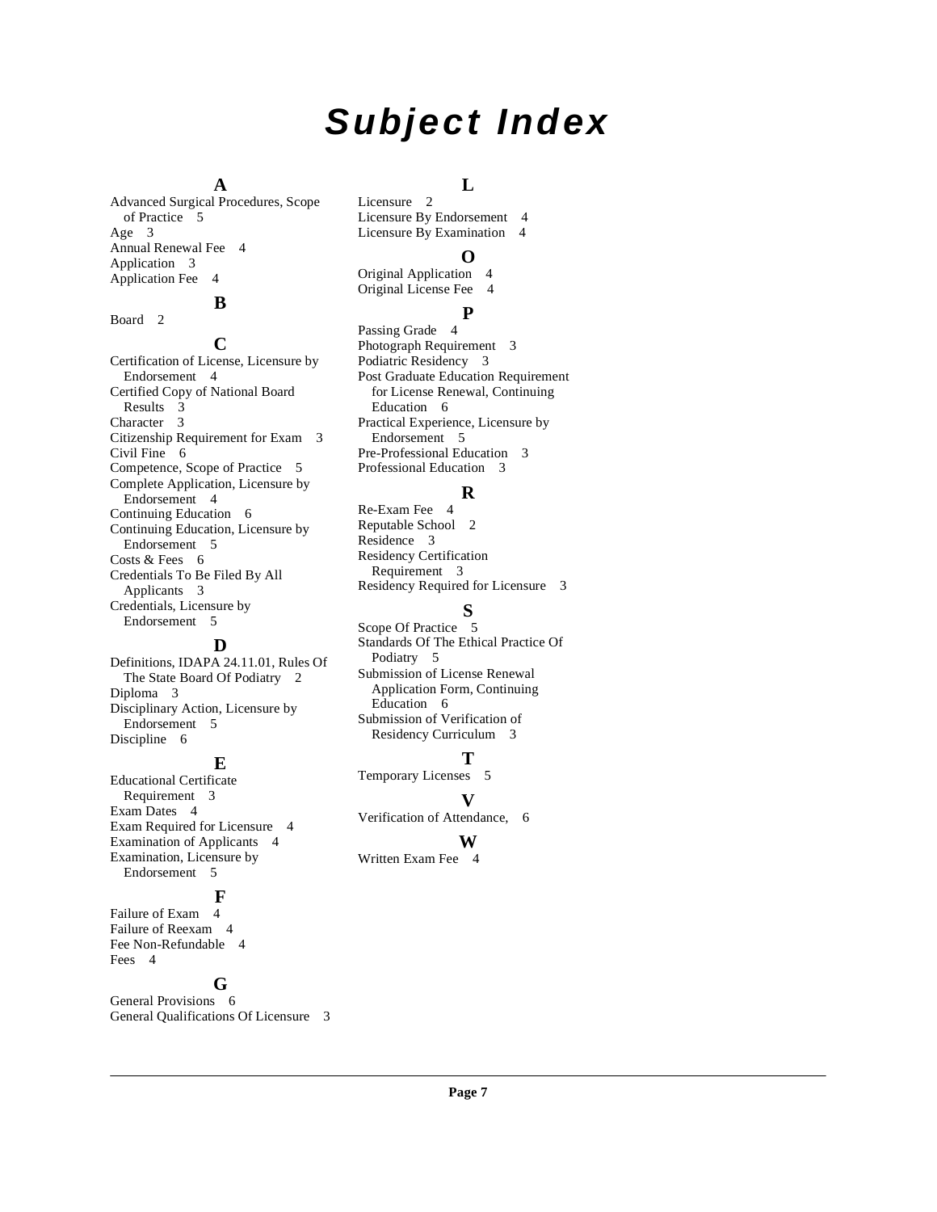# Subject Index

## A

Advanced Surgical Procedures, Scope of Practice 5
Age 3
Annual Renewal Fee 4
Application 3
Application Fee 4

## B

Board 2

## C

Certification of License, Licensure by Endorsement 4
Certified Copy of National Board Results 3
Character 3
Citizenship Requirement for Exam 3
Civil Fine 6
Competence, Scope of Practice 5
Complete Application, Licensure by Endorsement 4
Continuing Education 6
Continuing Education, Licensure by Endorsement 5
Costs & Fees 6
Credentials To Be Filed By All Applicants 3
Credentials, Licensure by Endorsement 5

## D

Definitions, IDAPA 24.11.01, Rules Of The State Board Of Podiatry 2
Diploma 3
Disciplinary Action, Licensure by Endorsement 5
Discipline 6

## E

Educational Certificate Requirement 3
Exam Dates 4
Exam Required for Licensure 4
Examination of Applicants 4
Examination, Licensure by Endorsement 5

## F

Failure of Exam 4
Failure of Reexam 4
Fee Non-Refundable 4
Fees 4

## G

General Provisions 6
General Qualifications Of Licensure 3

## L

Licensure 2
Licensure By Endorsement 4
Licensure By Examination 4

## O

Original Application 4
Original License Fee 4

## P

Passing Grade 4
Photograph Requirement 3
Podiatric Residency 3
Post Graduate Education Requirement for License Renewal, Continuing Education 6
Practical Experience, Licensure by Endorsement 5
Pre-Professional Education 3
Professional Education 3

## R

Re-Exam Fee 4
Reputable School 2
Residence 3
Residency Certification Requirement 3
Residency Required for Licensure 3

## S

Scope Of Practice 5
Standards Of The Ethical Practice Of Podiatry 5
Submission of License Renewal Application Form, Continuing Education 6
Submission of Verification of Residency Curriculum 3

## T

Temporary Licenses 5

## V

Verification of Attendance, 6

## W

Written Exam Fee 4